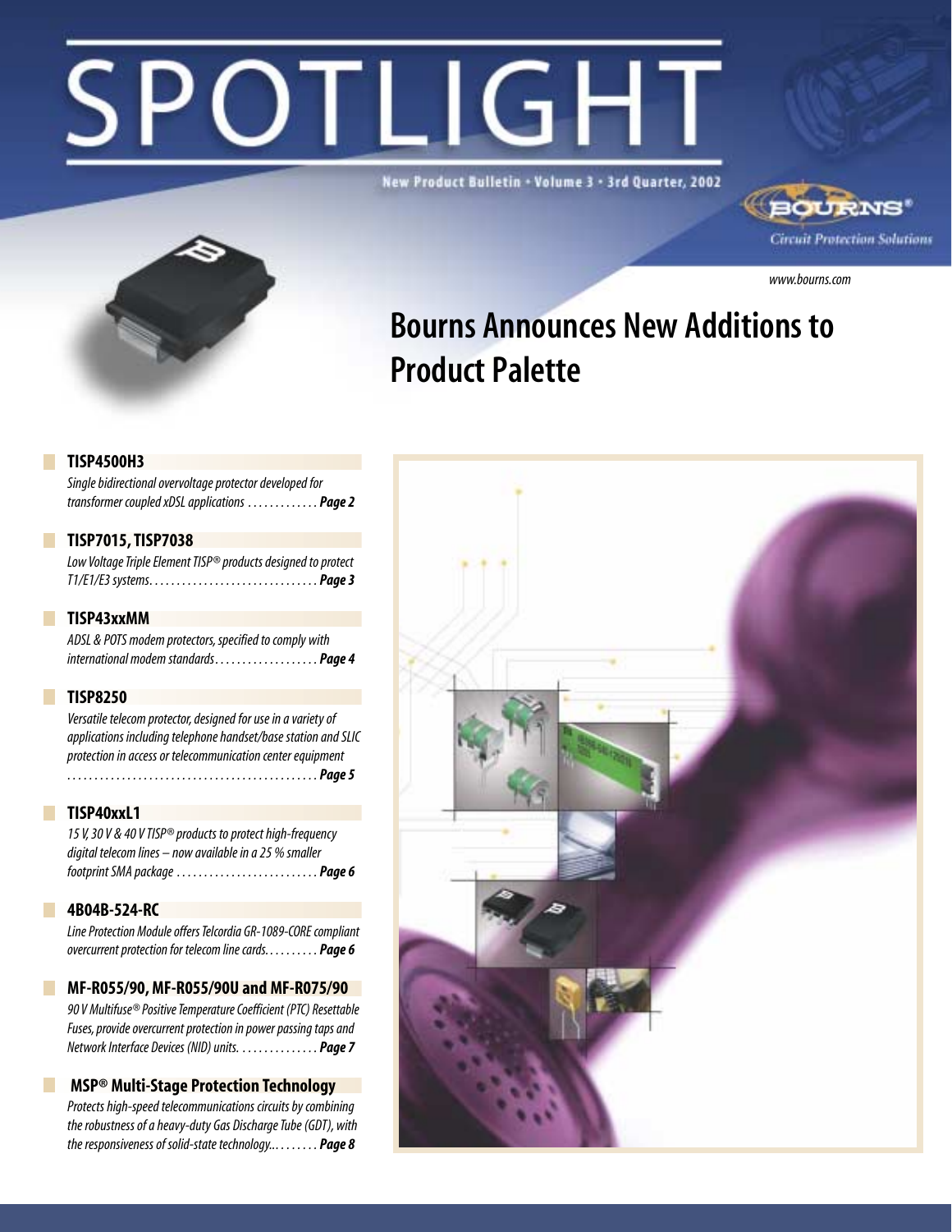# SPOTLIGHT

New Product Bulletin • Volume 3 • 3rd Quarter, 2002

BOURNS®

*Circuit Protection Solutions*

*www.bourns.com*

## Bourns Announces New Additions to Product Palette

### TISP4500H3

*Single bidirectional overvoltage protector developed for transformer coupled xDSL applications* ............. ***Page 2***

### TISP7015, TISP7038

*Low Voltage Triple Element TISP® products designed to protect T1/E1/E3 systems*............................... ***Page 3***

### TISP43xxMM

*ADSL & POTS modem protectors, specified to comply with international modem standards*................... ***Page 4***

### TISP8250

*Versatile telecom protector, designed for use in a variety of applications including telephone handset/base station and SLIC protection in access or telecommunication center equipment* ............................................. ***Page 5***

### TISP40xxL1

*15 V, 30 V & 40 V TISP® products to protect high-frequency digital telecom lines – now available in a 25 % smaller footprint SMA package* .......................... ***Page 6***

### 4B04B-524-RC

*Line Protection Module offers Telcordia GR-1089-CORE compliant overcurrent protection for telecom line cards*.......... ***Page 6***

### MF-R055/90, MF-R055/90U and MF-R075/90

*90 V Multifuse® Positive Temperature Coefficient (PTC) Resettable Fuses, provide overcurrent protection in power passing taps and Network Interface Devices (NID) units.* .............. ***Page 7***

### MSP® Multi-Stage Protection Technology

*Protects high-speed telecommunications circuits by combining the robustness of a heavy-duty Gas Discharge Tube (GDT), with the responsiveness of solid-state technology..*........ ***Page 8***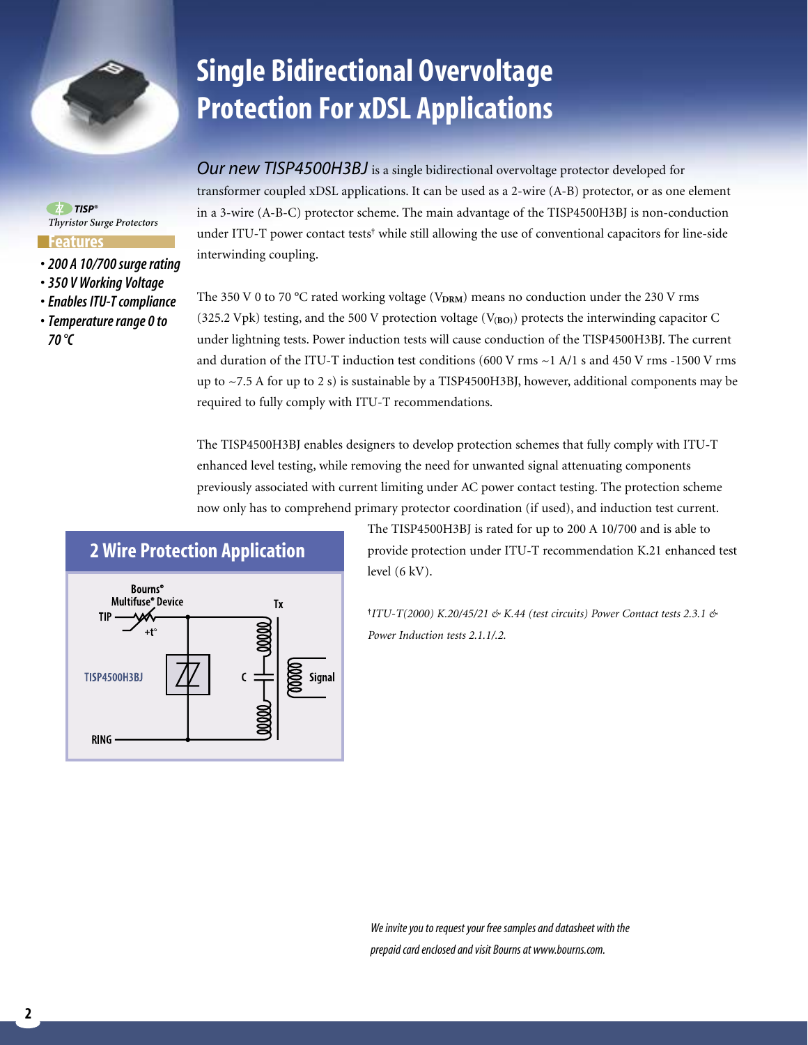# Single Bidirectional Overvoltage Protection For xDSL Applications

*TISP® Thyristor Surge Protectors*

**Features**

- *200 A 10/700 surge rating*
- *350 V Working Voltage*
- *Enables ITU-T compliance*
- *Temperature range 0 to 70 °C*

*Our new TISP4500H3BJ* is a single bidirectional overvoltage protector developed for transformer coupled xDSL applications. It can be used as a 2-wire (A-B) protector, or as one element in a 3-wire (A-B-C) protector scheme. The main advantage of the TISP4500H3BJ is non-conduction under ITU-T power contact tests† while still allowing the use of conventional capacitors for line-side interwinding coupling.

The 350 V 0 to 70 °C rated working voltage ($V_{DRM}$) means no conduction under the 230 V rms (325.2 Vpk) testing, and the 500 V protection voltage ($V_{(BO)}$) protects the interwinding capacitor C under lightning tests. Power induction tests will cause conduction of the TISP4500H3BJ. The current and duration of the ITU-T induction test conditions (600 V rms ~1 A/1 s and 450 V rms -1500 V rms up to ~7.5 A for up to 2 s) is sustainable by a TISP4500H3BJ, however, additional components may be required to fully comply with ITU-T recommendations.

The TISP4500H3BJ enables designers to develop protection schemes that fully comply with ITU-T enhanced level testing, while removing the need for unwanted signal attenuating components previously associated with current limiting under AC power contact testing. The protection scheme now only has to comprehend primary protector coordination (if used), and induction test current. The TISP4500H3BJ is rated for up to 200 A 10/700 and is able to provide protection under ITU-T recommendation K.21 enhanced test level (6 kV).

## 2 Wire Protection Application

Bourns® Multifuse® Device, TIP, +t°, TISP4500H3BJ, C, Tx, Signal, RING

†*ITU-T(2000) K.20/45/21 & K.44 (test circuits) Power Contact tests 2.3.1 & Power Induction tests 2.1.1/.2.*

*We invite you to request your free samples and datasheet with the prepaid card enclosed and visit Bourns at www.bourns.com.*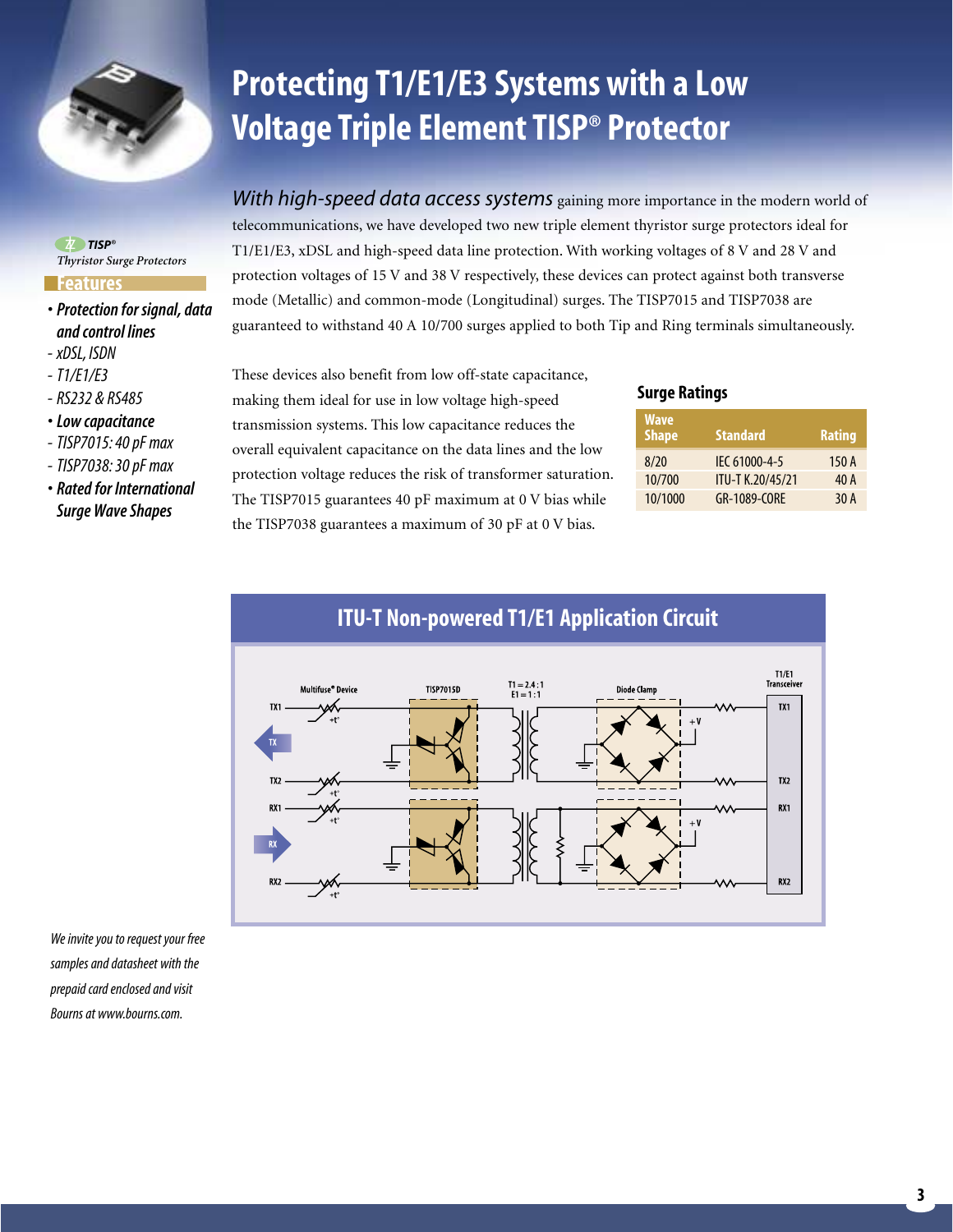# Protecting T1/E1/E3 Systems with a Low Voltage Triple Element TISP® Protector

**TISP®**
*Thyristor Surge Protectors*

## Features

- ***Protection for signal, data and control lines***
  - *xDSL, ISDN*
  - *T1/E1/E3*
  - *RS232 & RS485*
- ***Low capacitance***
  - *TISP7015: 40 pF max*
  - *TISP7038: 30 pF max*
- ***Rated for International Surge Wave Shapes***

*With high-speed data access systems* gaining more importance in the modern world of telecommunications, we have developed two new triple element thyristor surge protectors ideal for T1/E1/E3, xDSL and high-speed data line protection. With working voltages of 8 V and 28 V and protection voltages of 15 V and 38 V respectively, these devices can protect against both transverse mode (Metallic) and common-mode (Longitudinal) surges. The TISP7015 and TISP7038 are guaranteed to withstand 40 A 10/700 surges applied to both Tip and Ring terminals simultaneously.

These devices also benefit from low off-state capacitance, making them ideal for use in low voltage high-speed transmission systems. This low capacitance reduces the overall equivalent capacitance on the data lines and the low protection voltage reduces the risk of transformer saturation. The TISP7015 guarantees 40 pF maximum at 0 V bias while the TISP7038 guarantees a maximum of 30 pF at 0 V bias.

### Surge Ratings

| Wave Shape | Standard | Rating |
|---|---|---|
| 8/20 | IEC 61000-4-5 | 150 A |
| 10/700 | ITU-T K.20/45/21 | 40 A |
| 10/1000 | GR-1089-CORE | 30 A |

## ITU-T Non-powered T1/E1 Application Circuit

*We invite you to request your free samples and datasheet with the prepaid card enclosed and visit Bourns at www.bourns.com.*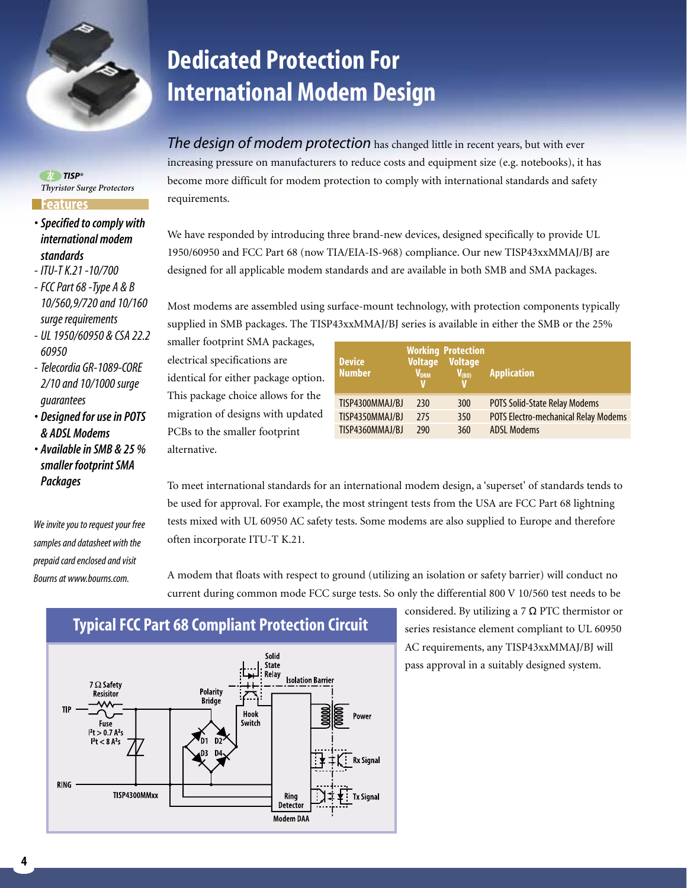# Dedicated Protection For International Modem Design

*TISP®*
*Thyristor Surge Protectors*

**Features**

- ***Specified to comply with international modem standards***
  - *ITU-T K.21 -10/700*
  - *FCC Part 68 -Type A & B 10/560,9/720 and 10/160 surge requirements*
  - *UL 1950/60950 & CSA 22.2 60950*
  - *Telecordia GR-1089-CORE 2/10 and 10/1000 surge guarantees*
- ***Designed for use in POTS & ADSL Modems***
- ***Available in SMB & 25 % smaller footprint SMA Packages***

*We invite you to request your free samples and datasheet with the prepaid card enclosed and visit Bourns at www.bourns.com.*

*The design of modem protection* has changed little in recent years, but with ever increasing pressure on manufacturers to reduce costs and equipment size (e.g. notebooks), it has become more difficult for modem protection to comply with international standards and safety requirements.

We have responded by introducing three brand-new devices, designed specifically to provide UL 1950/60950 and FCC Part 68 (now TIA/EIA-IS-968) compliance. Our new TISP43xxMMAJ/BJ are designed for all applicable modem standards and are available in both SMB and SMA packages.

Most modems are assembled using surface-mount technology, with protection components typically supplied in SMB packages. The TISP43xxMMAJ/BJ series is available in either the SMB or the 25% smaller footprint SMA packages, electrical specifications are identical for either package option. This package choice allows for the migration of designs with updated PCBs to the smaller footprint alternative.

| Device Number | Working Voltage $V_{DRM}$ V | Protection Voltage $V_{(BO)}$ V | Application |
|---|---|---|---|
| TISP4300MMAJ/BJ | 230 | 300 | POTS Solid-State Relay Modems |
| TISP4350MMAJ/BJ | 275 | 350 | POTS Electro-mechanical Relay Modems |
| TISP4360MMAJ/BJ | 290 | 360 | ADSL Modems |

To meet international standards for an international modem design, a 'superset' of standards tends to be used for approval. For example, the most stringent tests from the USA are FCC Part 68 lightning tests mixed with UL 60950 AC safety tests. Some modems are also supplied to Europe and therefore often incorporate ITU-T K.21.

A modem that floats with respect to ground (utilizing an isolation or safety barrier) will conduct no current during common mode FCC surge tests. So only the differential 800 V 10/560 test needs to be considered. By utilizing a 7 Ω PTC thermistor or series resistance element compliant to UL 60950 AC requirements, any TISP43xxMMAJ/BJ will pass approval in a suitably designed system.

## Typical FCC Part 68 Compliant Protection Circuit

7 Ω Safety Resisitor; TIP; Fuse $I^2t > 0.7\ A^2s$, $I^2t < 8\ A^2s$; RING; TISP4300MMxx; Polarity Bridge; D1 D2 D3 D4; Solid State Relay; Hook Switch; Isolation Barrier; Power; Rx Signal; Tx Signal; Ring Detector; Modem DAA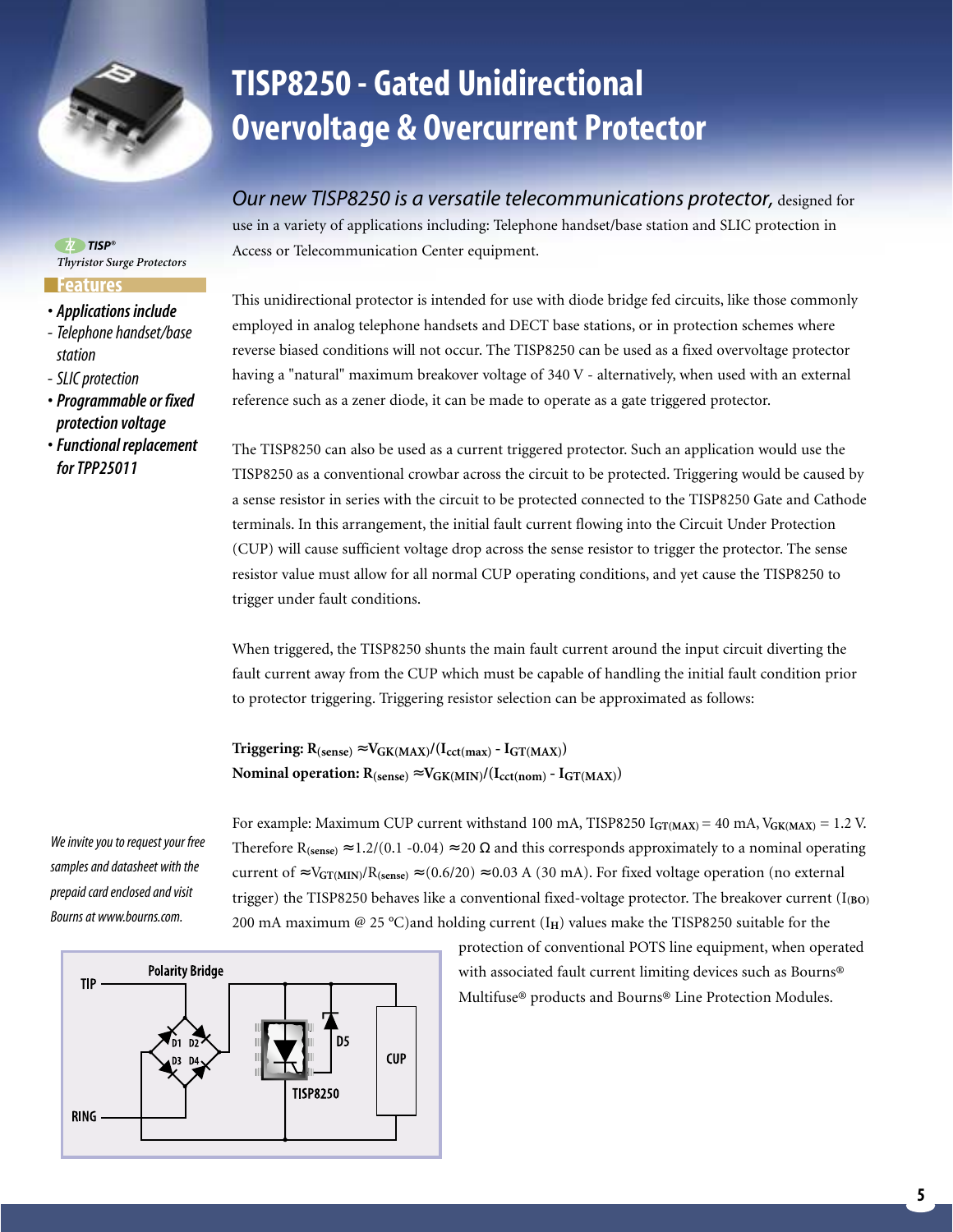# TISP8250 - Gated Unidirectional Overvoltage & Overcurrent Protector

TISP® Thyristor Surge Protectors

**Features**

- ***Applications include***
  - *Telephone handset/base station*
  - *SLIC protection*
- ***Programmable or fixed protection voltage***
- ***Functional replacement for TPP25011***

*We invite you to request your free samples and datasheet with the prepaid card enclosed and visit Bourns at www.bourns.com.*

*Our new TISP8250 is a versatile telecommunications protector,* designed for use in a variety of applications including: Telephone handset/base station and SLIC protection in Access or Telecommunication Center equipment.

This unidirectional protector is intended for use with diode bridge fed circuits, like those commonly employed in analog telephone handsets and DECT base stations, or in protection schemes where reverse biased conditions will not occur. The TISP8250 can be used as a fixed overvoltage protector having a "natural" maximum breakover voltage of 340 V - alternatively, when used with an external reference such as a zener diode, it can be made to operate as a gate triggered protector.

The TISP8250 can also be used as a current triggered protector. Such an application would use the TISP8250 as a conventional crowbar across the circuit to be protected. Triggering would be caused by a sense resistor in series with the circuit to be protected connected to the TISP8250 Gate and Cathode terminals. In this arrangement, the initial fault current flowing into the Circuit Under Protection (CUP) will cause sufficient voltage drop across the sense resistor to trigger the protector. The sense resistor value must allow for all normal CUP operating conditions, and yet cause the TISP8250 to trigger under fault conditions.

When triggered, the TISP8250 shunts the main fault current around the input circuit diverting the fault current away from the CUP which must be capable of handling the initial fault condition prior to triggering. Triggering resistor selection can be approximated as follows:

**Triggering:** $R_{(sense)} \approx V_{GK(MAX)}/(I_{cct(max)} - I_{GT(MAX)})$
**Nominal operation:** $R_{(sense)} \approx V_{GK(MIN)}/(I_{cct(nom)} - I_{GT(MAX)})$

For example: Maximum CUP current withstand 100 mA, TISP8250 $I_{GT(MAX)}$ = 40 mA, $V_{GK(MAX)}$ = 1.2 V. Therefore $R_{(sense)} \approx 1.2/(0.1 - 0.04) \approx 20\ \Omega$ and this corresponds approximately to a nominal operating current of $\approx V_{GT(MIN)}/R_{(sense)} \approx (0.6/20) \approx 0.03$ A (30 mA). For fixed voltage operation (no external trigger) the TISP8250 behaves like a conventional fixed-voltage protector. The breakover current ($I_{(BO)}$ 200 mA maximum @ 25 °C)and holding current ($I_H$) values make the TISP8250 suitable for the protection of conventional POTS line equipment, when operated with associated fault current limiting devices such as Bourns® Multifuse® products and Bourns® Line Protection Modules.

TIP | Polarity Bridge | D1 D2 D3 D4 | D5 | TISP8250 | CUP | RING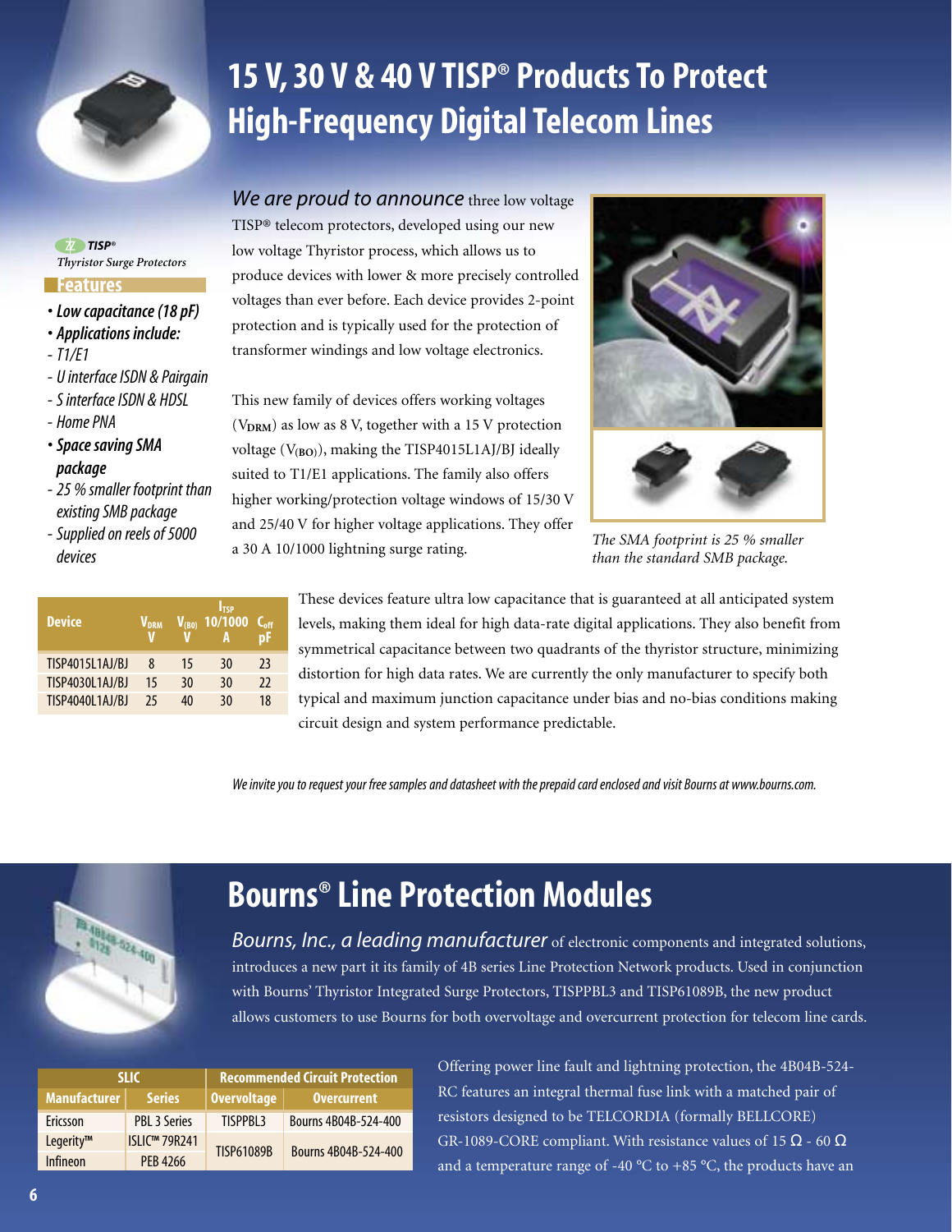# 15 V, 30 V & 40 V TISP® Products To Protect High-Frequency Digital Telecom Lines

***TISP®***
*Thyristor Surge Protectors*

**Features**

- ***Low capacitance (18 pF)***
- ***Applications include:***
  - *T1/E1*
  - *U interface ISDN & Pairgain*
  - *S interface ISDN & HDSL*
  - *Home PNA*
- ***Space saving SMA package***
  - *25 % smaller footprint than existing SMB package*
  - *Supplied on reels of 5000 devices*

*We are proud to announce* three low voltage TISP® telecom protectors, developed using our new low voltage Thyristor process, which allows us to produce devices with lower & more precisely controlled voltages than ever before. Each device provides 2-point protection and is typically used for the protection of transformer windings and low voltage electronics.

This new family of devices offers working voltages ($V_{DRM}$) as low as 8 V, together with a 15 V protection voltage ($V_{(BO)}$), making the TISP4015L1AJ/BJ ideally suited to T1/E1 applications. The family also offers higher working/protection voltage windows of 15/30 V and 25/40 V for higher voltage applications. They offer a 30 A 10/1000 lightning surge rating.

*The SMA footprint is 25 % smaller than the standard SMB package.*

| Device | $V_{DRM}$ V | $V_{(BO)}$ V | $I_{TSP}$ 10/1000 A | $C_{off}$ pF |
|---|---|---|---|---|
| TISP4015L1AJ/BJ | 8 | 15 | 30 | 23 |
| TISP4030L1AJ/BJ | 15 | 30 | 30 | 22 |
| TISP4040L1AJ/BJ | 25 | 40 | 30 | 18 |

These devices feature ultra low capacitance that is guaranteed at all anticipated system levels, making them ideal for high data-rate digital applications. They also benefit from symmetrical capacitance between two quadrants of the thyristor structure, minimizing distortion for high data rates. We are currently the only manufacturer to specify both typical and maximum junction capacitance under bias and no-bias conditions making circuit design and system performance predictable.

*We invite you to request your free samples and datasheet with the prepaid card enclosed and visit Bourns at www.bourns.com.*

# Bourns® Line Protection Modules

*Bourns, Inc., a leading manufacturer* of electronic components and integrated solutions, introduces a new part it its family of 4B series Line Protection Network products. Used in conjunction with Bourns' Thyristor Integrated Surge Protectors, TISPPBL3 and TISP61089B, the new product allows customers to use Bourns for both overvoltage and overcurrent protection for telecom line cards.

| SLIC | | Recommended Circuit Protection | |
|---|---|---|---|
| Manufacturer | Series | Overvoltage | Overcurrent |
| Ericsson | PBL 3 Series | TISPPBL3 | Bourns 4B04B-524-400 |
| Legerity™ | ISLIC™ 79R241 | TISP61089B | Bourns 4B04B-524-400 |
| Infineon | PEB 4266 | | |

Offering power line fault and lightning protection, the 4B04B-524-RC features an integral thermal fuse link with a matched pair of resistors designed to be TELCORDIA (formally BELLCORE) GR-1089-CORE compliant. With resistance values of 15 Ω - 60 Ω and a temperature range of -40 °C to +85 °C, the products have an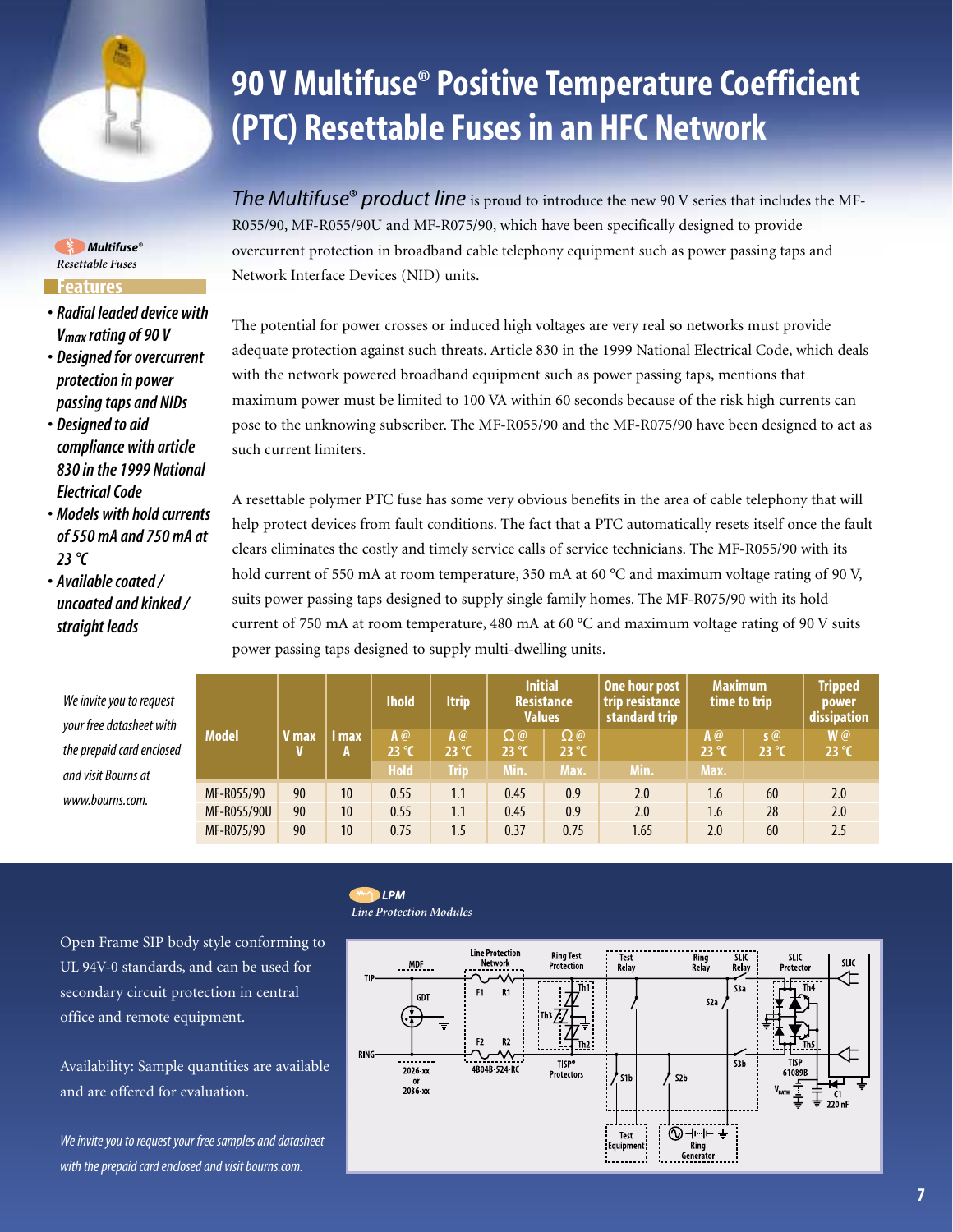# 90 V Multifuse® Positive Temperature Coefficient (PTC) Resettable Fuses in an HFC Network

***Multifuse®*** *Resettable Fuses*

**Features**

- *Radial leaded device with $V_{max}$ rating of 90 V*
- *Designed for overcurrent protection in power passing taps and NIDs*
- *Designed to aid compliance with article 830 in the 1999 National Electrical Code*
- *Models with hold currents of 550 mA and 750 mA at 23 °C*
- *Available coated / uncoated and kinked / straight leads*

*The Multifuse® product line* is proud to introduce the new 90 V series that includes the MF-R055/90, MF-R055/90U and MF-R075/90, which have been specifically designed to provide overcurrent protection in broadband cable telephony equipment such as power passing taps and Network Interface Devices (NID) units.

The potential for power crosses or induced high voltages are very real so networks must provide adequate protection against such threats. Article 830 in the 1999 National Electrical Code, which deals with the network powered broadband equipment such as power passing taps, mentions that maximum power must be limited to 100 VA within 60 seconds because of the risk high currents can pose to the unknowing subscriber. The MF-R055/90 and the MF-R075/90 have been designed to act as such current limiters.

A resettable polymer PTC fuse has some very obvious benefits in the area of cable telephony that will help protect devices from fault conditions. The fact that a PTC automatically resets itself once the fault clears eliminates the costly and timely service calls of service technicians. The MF-R055/90 with its hold current of 550 mA at room temperature, 350 mA at 60 °C and maximum voltage rating of 90 V, suits power passing taps designed to supply single family homes. The MF-R075/90 with its hold current of 750 mA at room temperature, 480 mA at 60 °C and maximum voltage rating of 90 V suits power passing taps designed to supply multi-dwelling units.

*We invite you to request your free datasheet with the prepaid card enclosed and visit Bourns at www.bourns.com.*

| Model | V max | I max | Ihold | Itrip | Initial Resistance Values | | One hour post trip resistance standard trip | Maximum time to trip | | Tripped power dissipation |
|---|---|---|---|---|---|---|---|---|---|---|
| | V | A | A @ 23 °C | A @ 23 °C | Ω @ 23 °C | Ω @ 23 °C | | A @ 23 °C | s @ 23 °C | W @ 23 °C |
| | | | Hold | Trip | Min. | Max. | Min. | Max. | | |
| MF-R055/90 | 90 | 10 | 0.55 | 1.1 | 0.45 | 0.9 | 2.0 | 1.6 | 60 | 2.0 |
| MF-R055/90U | 90 | 10 | 0.55 | 1.1 | 0.45 | 0.9 | 2.0 | 1.6 | 28 | 2.0 |
| MF-R075/90 | 90 | 10 | 0.75 | 1.5 | 0.37 | 0.75 | 1.65 | 2.0 | 60 | 2.5 |

***LPM*** *Line Protection Modules*

Open Frame SIP body style conforming to UL 94V-0 standards, and can be used for secondary circuit protection in central office and remote equipment.

Availability: Sample quantities are available and are offered for evaluation.

*We invite you to request your free samples and datasheet with the prepaid card enclosed and visit bourns.com.*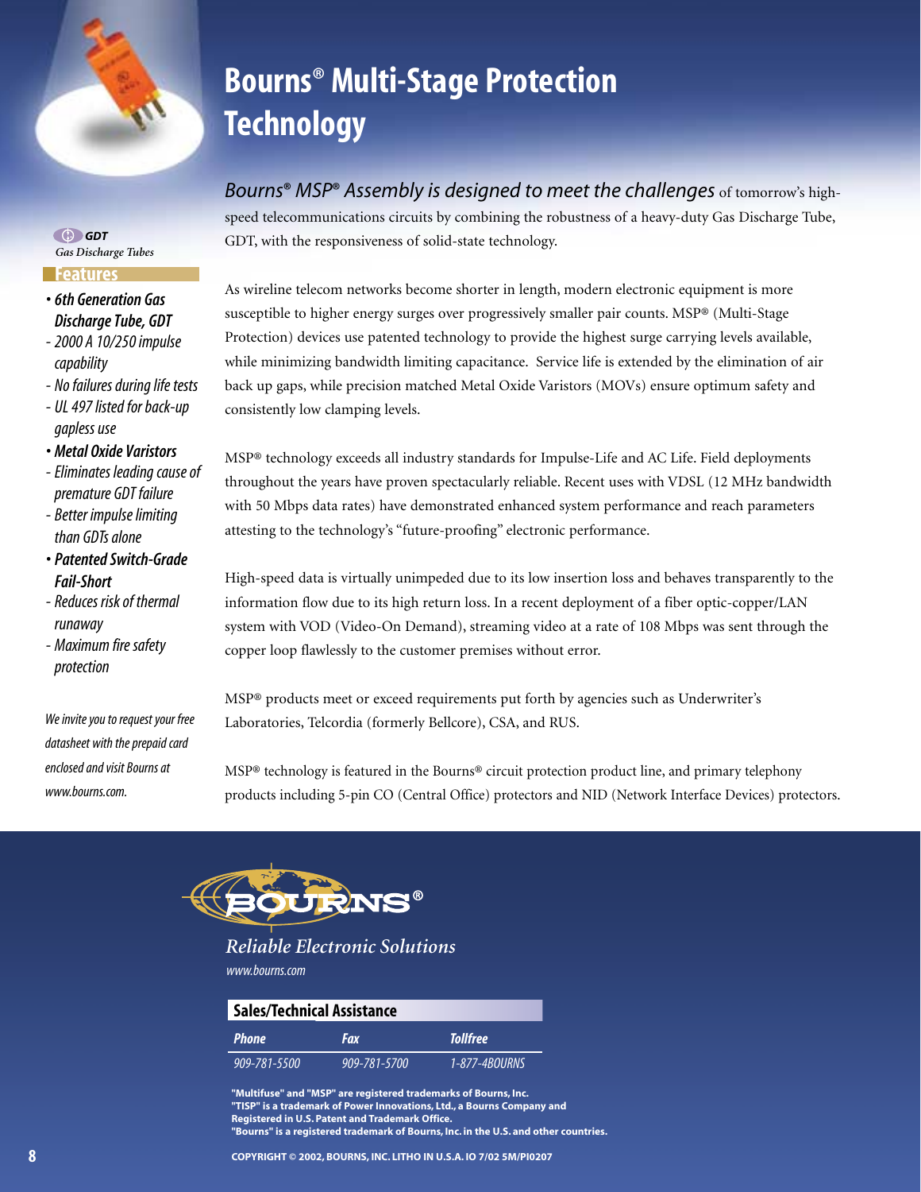# Bourns® Multi-Stage Protection Technology

GDT

*Gas Discharge Tubes*

**Features**

- ***6th Generation Gas Discharge Tube, GDT***
  - *2000 A 10/250 impulse capability*
  - *No failures during life tests*
  - *UL 497 listed for back-up gapless use*
- ***Metal Oxide Varistors***
  - *Eliminates leading cause of premature GDT failure*
  - *Better impulse limiting than GDTs alone*
- ***Patented Switch-Grade Fail-Short***
  - *Reduces risk of thermal runaway*
  - *Maximum fire safety protection*

*We invite you to request your free datasheet with the prepaid card enclosed and visit Bourns at www.bourns.com.*

*Bourns® MSP® Assembly is designed to meet the challenges* of tomorrow's high-speed telecommunications circuits by combining the robustness of a heavy-duty Gas Discharge Tube, GDT, with the responsiveness of solid-state technology.

As wireline telecom networks become shorter in length, modern electronic equipment is more susceptible to higher energy surges over progressively smaller pair counts. MSP® (Multi-Stage Protection) devices use patented technology to provide the highest surge carrying levels available, while minimizing bandwidth limiting capacitance. Service life is extended by the elimination of air back up gaps, while precision matched Metal Oxide Varistors (MOVs) ensure optimum safety and consistently low clamping levels.

MSP® technology exceeds all industry standards for Impulse-Life and AC Life. Field deployments throughout the years have proven spectacularly reliable. Recent uses with VDSL (12 MHz bandwidth with 50 Mbps data rates) have demonstrated enhanced system performance and reach parameters attesting to the technology's "future-proofing" electronic performance.

High-speed data is virtually unimpeded due to its low insertion loss and behaves transparently to the information flow due to its high return loss. In a recent deployment of a fiber optic-copper/LAN system with VOD (Video-On Demand), streaming video at a rate of 108 Mbps was sent through the copper loop flawlessly to the customer premises without error.

MSP® products meet or exceed requirements put forth by agencies such as Underwriter's Laboratories, Telcordia (formerly Bellcore), CSA, and RUS.

MSP® technology is featured in the Bourns® circuit protection product line, and primary telephony products including 5-pin CO (Central Office) protectors and NID (Network Interface Devices) protectors.

BOURNS®

*Reliable Electronic Solutions*

*www.bourns.com*

**Sales/Technical Assistance**

| Phone | Fax | Tollfree |
|---|---|---|
| 909-781-5500 | 909-781-5700 | 1-877-4BOURNS |

**"Multifuse" and "MSP" are registered trademarks of Bourns, Inc.**
**"TISP" is a trademark of Power Innovations, Ltd., a Bourns Company and Registered in U.S. Patent and Trademark Office.**
**"Bourns" is a registered trademark of Bourns, Inc. in the U.S. and other countries.**

**COPYRIGHT © 2002, BOURNS, INC. LITHO IN U.S.A. IO 7/02 5M/PI0207**